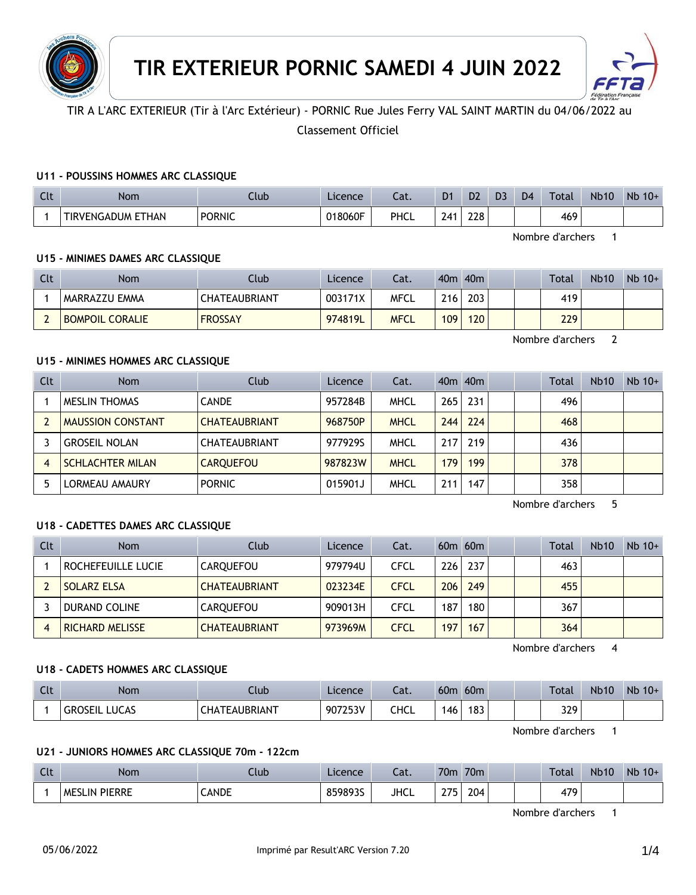# TIR EXTERIEUR PORNIC SAMEDI 4 JUIN 2022

TIR A L'ARC EXTERIEUR (Tir à l'Arc Extérieur) - PORNIC Rue Jules Ferry VAL SAINT MARTIN du 04/06/2022 au

Classement Officiel

### U11 - POUSSINS HOMMES ARC CLASSIQUE

| Clt | Nom | Club | Licence | Cat. | D1 | D2 | D3 | D4 | Total | Nb10 | Nb 10+ |
|---|---|---|---|---|---|---|---|---|---|---|---|
| 1 | TIRVENGADUM ETHAN | PORNIC | 018060F | PHCL | 241 | 228 | | | 469 | | |

Nombre d'archers 1

### U15 - MINIMES DAMES ARC CLASSIQUE

| Clt | Nom | Club | Licence | Cat. | 40m | 40m | | | Total | Nb10 | Nb 10+ |
|---|---|---|---|---|---|---|---|---|---|---|---|
| 1 | MARRAZZU EMMA | CHATEAUBRIANT | 003171X | MFCL | 216 | 203 | | | 419 | | |
| 2 | BOMPOIL CORALIE | FROSSAY | 974819L | MFCL | 109 | 120 | | | 229 | | |

Nombre d'archers 2

### U15 - MINIMES HOMMES ARC CLASSIQUE

| Clt | Nom | Club | Licence | Cat. | 40m | 40m | | | Total | Nb10 | Nb 10+ |
|---|---|---|---|---|---|---|---|---|---|---|---|
| 1 | MESLIN THOMAS | CANDE | 957284B | MHCL | 265 | 231 | | | 496 | | |
| 2 | MAUSSION CONSTANT | CHATEAUBRIANT | 968750P | MHCL | 244 | 224 | | | 468 | | |
| 3 | GROSEIL NOLAN | CHATEAUBRIANT | 977929S | MHCL | 217 | 219 | | | 436 | | |
| 4 | SCHLACHTER MILAN | CARQUEFOU | 987823W | MHCL | 179 | 199 | | | 378 | | |
| 5 | LORMEAU AMAURY | PORNIC | 015901J | MHCL | 211 | 147 | | | 358 | | |

Nombre d'archers 5

### U18 - CADETTES DAMES ARC CLASSIQUE

| Clt | Nom | Club | Licence | Cat. | 60m | 60m | | | Total | Nb10 | Nb 10+ |
|---|---|---|---|---|---|---|---|---|---|---|---|
| 1 | ROCHEFEUILLE LUCIE | CARQUEFOU | 979794U | CFCL | 226 | 237 | | | 463 | | |
| 2 | SOLARZ ELSA | CHATEAUBRIANT | 023234E | CFCL | 206 | 249 | | | 455 | | |
| 3 | DURAND COLINE | CARQUEFOU | 909013H | CFCL | 187 | 180 | | | 367 | | |
| 4 | RICHARD MELISSE | CHATEAUBRIANT | 973969M | CFCL | 197 | 167 | | | 364 | | |

Nombre d'archers 4

### U18 - CADETS HOMMES ARC CLASSIQUE

| Clt | Nom | Club | Licence | Cat. | 60m | 60m | | | Total | Nb10 | Nb 10+ |
|---|---|---|---|---|---|---|---|---|---|---|---|
| 1 | GROSEIL LUCAS | CHATEAUBRIANT | 907253V | CHCL | 146 | 183 | | | 329 | | |

Nombre d'archers 1

### U21 - JUNIORS HOMMES ARC CLASSIQUE 70m - 122cm

| Clt | Nom | Club | Licence | Cat. | 70m | 70m | | | Total | Nb10 | Nb 10+ |
|---|---|---|---|---|---|---|---|---|---|---|---|
| 1 | MESLIN PIERRE | CANDE | 859893S | JHCL | 275 | 204 | | | 479 | | |

Nombre d'archers 1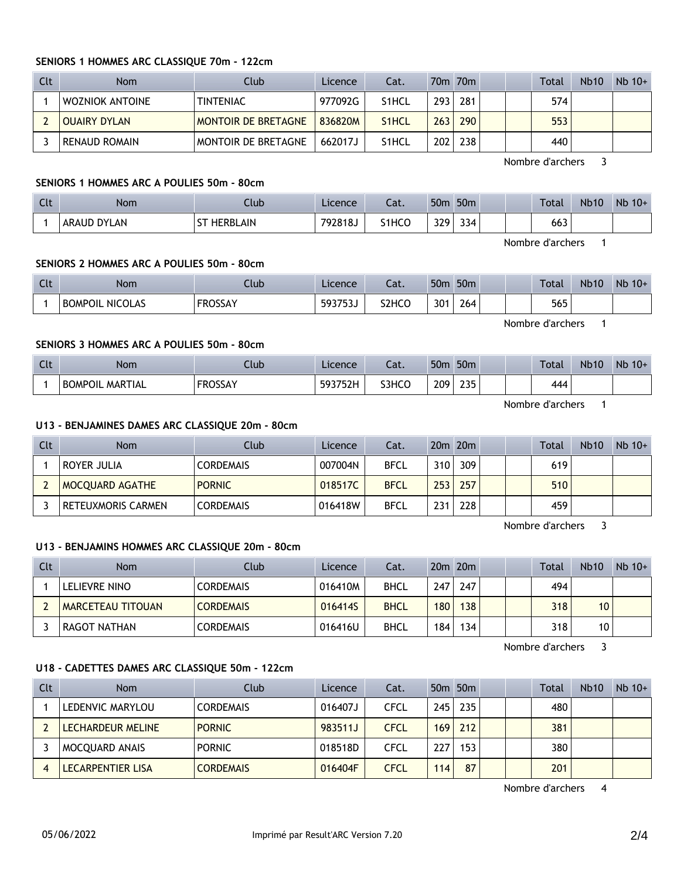### SENIORS 1 HOMMES ARC CLASSIQUE 70m - 122cm

| Clt | Nom | Club | Licence | Cat. | 70m | 70m | | | Total | Nb10 | Nb 10+ |
|---|---|---|---|---|---|---|---|---|---|---|---|
| 1 | WOZNIOK ANTOINE | TINTENIAC | 977092G | S1HCL | 293 | 281 | | | 574 | | |
| 2 | OUAIRY DYLAN | MONTOIR DE BRETAGNE | 836820M | S1HCL | 263 | 290 | | | 553 | | |
| 3 | RENAUD ROMAIN | MONTOIR DE BRETAGNE | 662017J | S1HCL | 202 | 238 | | | 440 | | |

Nombre d'archers 3

### SENIORS 1 HOMMES ARC A POULIES 50m - 80cm

| Clt | Nom | Club | Licence | Cat. | 50m | 50m | | | Total | Nb10 | Nb 10+ |
|---|---|---|---|---|---|---|---|---|---|---|---|
| 1 | ARAUD DYLAN | ST HERBLAIN | 792818J | S1HCO | 329 | 334 | | | 663 | | |

Nombre d'archers 1

### SENIORS 2 HOMMES ARC A POULIES 50m - 80cm

| Clt | Nom | Club | Licence | Cat. | 50m | 50m | | | Total | Nb10 | Nb 10+ |
|---|---|---|---|---|---|---|---|---|---|---|---|
| 1 | BOMPOIL NICOLAS | FROSSAY | 593753J | S2HCO | 301 | 264 | | | 565 | | |

Nombre d'archers 1

### SENIORS 3 HOMMES ARC A POULIES 50m - 80cm

| Clt | Nom | Club | Licence | Cat. | 50m | 50m | | | Total | Nb10 | Nb 10+ |
|---|---|---|---|---|---|---|---|---|---|---|---|
| 1 | BOMPOIL MARTIAL | FROSSAY | 593752H | S3HCO | 209 | 235 | | | 444 | | |

Nombre d'archers 1

### U13 - BENJAMINES DAMES ARC CLASSIQUE 20m - 80cm

| Clt | Nom | Club | Licence | Cat. | 20m | 20m | | | Total | Nb10 | Nb 10+ |
|---|---|---|---|---|---|---|---|---|---|---|---|
| 1 | ROYER JULIA | CORDEMAIS | 007004N | BFCL | 310 | 309 | | | 619 | | |
| 2 | MOCQUARD AGATHE | PORNIC | 018517C | BFCL | 253 | 257 | | | 510 | | |
| 3 | RETEUXMORIS CARMEN | CORDEMAIS | 016418W | BFCL | 231 | 228 | | | 459 | | |

Nombre d'archers 3

### U13 - BENJAMINS HOMMES ARC CLASSIQUE 20m - 80cm

| Clt | Nom | Club | Licence | Cat. | 20m | 20m | | | Total | Nb10 | Nb 10+ |
|---|---|---|---|---|---|---|---|---|---|---|---|
| 1 | LELIEVRE NINO | CORDEMAIS | 016410M | BHCL | 247 | 247 | | | 494 | | |
| 2 | MARCETEAU TITOUAN | CORDEMAIS | 016414S | BHCL | 180 | 138 | | | 318 | 10 | |
| 3 | RAGOT NATHAN | CORDEMAIS | 016416U | BHCL | 184 | 134 | | | 318 | 10 | |

Nombre d'archers 3

### U18 - CADETTES DAMES ARC CLASSIQUE 50m - 122cm

| Clt | Nom | Club | Licence | Cat. | 50m | 50m | | | Total | Nb10 | Nb 10+ |
|---|---|---|---|---|---|---|---|---|---|---|---|
| 1 | LEDENVIC MARYLOU | CORDEMAIS | 016407J | CFCL | 245 | 235 | | | 480 | | |
| 2 | LECHARDEUR MELINE | PORNIC | 983511J | CFCL | 169 | 212 | | | 381 | | |
| 3 | MOCQUARD ANAIS | PORNIC | 018518D | CFCL | 227 | 153 | | | 380 | | |
| 4 | LECARPENTIER LISA | CORDEMAIS | 016404F | CFCL | 114 | 87 | | | 201 | | |

Nombre d'archers 4

05/06/2022 Imprimé par Result'ARC Version 7.20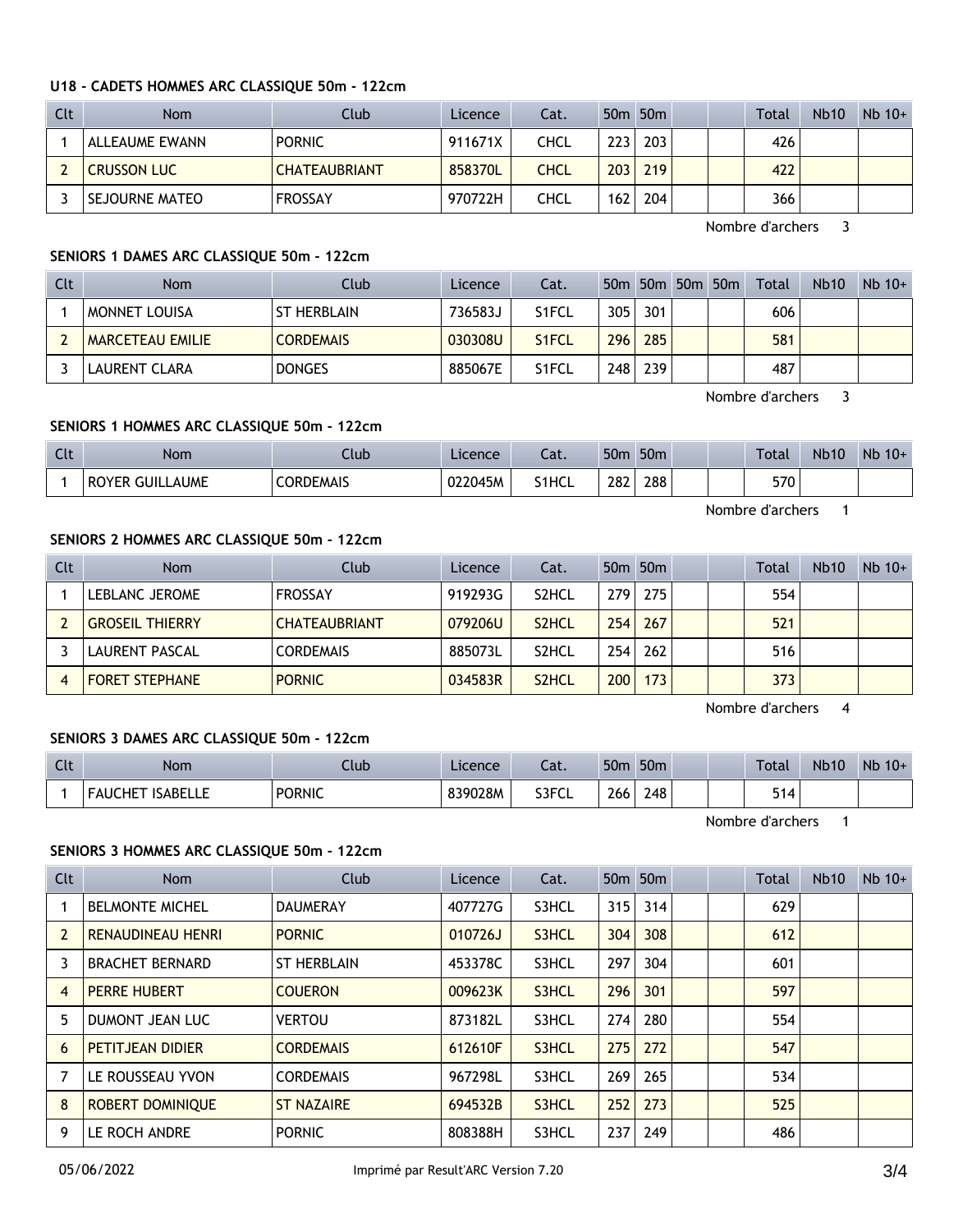### U18 - CADETS HOMMES ARC CLASSIQUE 50m - 122cm

| Clt | Nom | Club | Licence | Cat. | 50m | 50m | | | Total | Nb10 | Nb 10+ |
|---|---|---|---|---|---|---|---|---|---|---|---|
| 1 | ALLEAUME EWANN | PORNIC | 911671X | CHCL | 223 | 203 | | | 426 | | |
| 2 | CRUSSON LUC | CHATEAUBRIANT | 858370L | CHCL | 203 | 219 | | | 422 | | |
| 3 | SEJOURNE MATEO | FROSSAY | 970722H | CHCL | 162 | 204 | | | 366 | | |

Nombre d'archers 3

### SENIORS 1 DAMES ARC CLASSIQUE 50m - 122cm

| Clt | Nom | Club | Licence | Cat. | 50m | 50m | 50m | 50m | Total | Nb10 | Nb 10+ |
|---|---|---|---|---|---|---|---|---|---|---|---|
| 1 | MONNET LOUISA | ST HERBLAIN | 736583J | S1FCL | 305 | 301 | | | 606 | | |
| 2 | MARCETEAU EMILIE | CORDEMAIS | 030308U | S1FCL | 296 | 285 | | | 581 | | |
| 3 | LAURENT CLARA | DONGES | 885067E | S1FCL | 248 | 239 | | | 487 | | |

Nombre d'archers 3

### SENIORS 1 HOMMES ARC CLASSIQUE 50m - 122cm

| Clt | Nom | Club | Licence | Cat. | 50m | 50m | | | Total | Nb10 | Nb 10+ |
|---|---|---|---|---|---|---|---|---|---|---|---|
| 1 | ROYER GUILLAUME | CORDEMAIS | 022045M | S1HCL | 282 | 288 | | | 570 | | |

Nombre d'archers 1

### SENIORS 2 HOMMES ARC CLASSIQUE 50m - 122cm

| Clt | Nom | Club | Licence | Cat. | 50m | 50m | | | Total | Nb10 | Nb 10+ |
|---|---|---|---|---|---|---|---|---|---|---|---|
| 1 | LEBLANC JEROME | FROSSAY | 919293G | S2HCL | 279 | 275 | | | 554 | | |
| 2 | GROSEIL THIERRY | CHATEAUBRIANT | 079206U | S2HCL | 254 | 267 | | | 521 | | |
| 3 | LAURENT PASCAL | CORDEMAIS | 885073L | S2HCL | 254 | 262 | | | 516 | | |
| 4 | FORET STEPHANE | PORNIC | 034583R | S2HCL | 200 | 173 | | | 373 | | |

Nombre d'archers 4

### SENIORS 3 DAMES ARC CLASSIQUE 50m - 122cm

| Clt | Nom | Club | Licence | Cat. | 50m | 50m | | | Total | Nb10 | Nb 10+ |
|---|---|---|---|---|---|---|---|---|---|---|---|
| 1 | FAUCHET ISABELLE | PORNIC | 839028M | S3FCL | 266 | 248 | | | 514 | | |

Nombre d'archers 1

### SENIORS 3 HOMMES ARC CLASSIQUE 50m - 122cm

| Clt | Nom | Club | Licence | Cat. | 50m | 50m | | | Total | Nb10 | Nb 10+ |
|---|---|---|---|---|---|---|---|---|---|---|---|
| 1 | BELMONTE MICHEL | DAUMERAY | 407727G | S3HCL | 315 | 314 | | | 629 | | |
| 2 | RENAUDINEAU HENRI | PORNIC | 010726J | S3HCL | 304 | 308 | | | 612 | | |
| 3 | BRACHET BERNARD | ST HERBLAIN | 453378C | S3HCL | 297 | 304 | | | 601 | | |
| 4 | PERRE HUBERT | COUERON | 009623K | S3HCL | 296 | 301 | | | 597 | | |
| 5 | DUMONT JEAN LUC | VERTOU | 873182L | S3HCL | 274 | 280 | | | 554 | | |
| 6 | PETITJEAN DIDIER | CORDEMAIS | 612610F | S3HCL | 275 | 272 | | | 547 | | |
| 7 | LE ROUSSEAU YVON | CORDEMAIS | 967298L | S3HCL | 269 | 265 | | | 534 | | |
| 8 | ROBERT DOMINIQUE | ST NAZAIRE | 694532B | S3HCL | 252 | 273 | | | 525 | | |
| 9 | LE ROCH ANDRE | PORNIC | 808388H | S3HCL | 237 | 249 | | | 486 | | |

05/06/2022 Imprimé par Result'ARC Version 7.20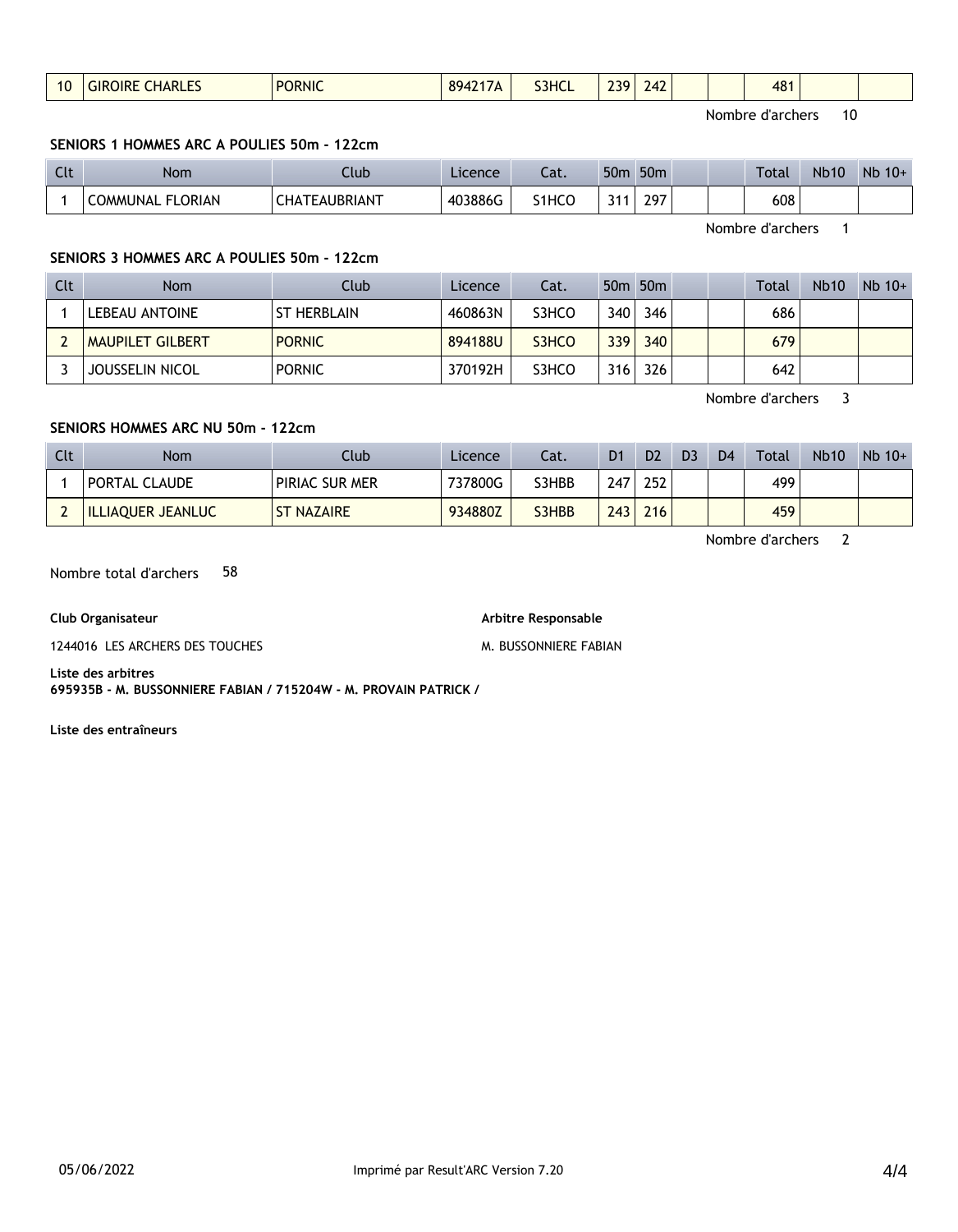| | | | | | | | | | | | |
|---|---|---|---|---|---|---|---|---|---|---|---|
| 10 | GIROIRE CHARLES | PORNIC | 894217A | S3HCL | 239 | 242 | | | 481 | | |

Nombre d'archers 10

**SENIORS 1 HOMMES ARC A POULIES 50m - 122cm**

| Clt | Nom | Club | Licence | Cat. | 50m | 50m | | | Total | Nb10 | Nb 10+ |
|---|---|---|---|---|---|---|---|---|---|---|---|
| 1 | COMMUNAL FLORIAN | CHATEAUBRIANT | 403886G | S1HCO | 311 | 297 | | | 608 | | |

Nombre d'archers 1

**SENIORS 3 HOMMES ARC A POULIES 50m - 122cm**

| Clt | Nom | Club | Licence | Cat. | 50m | 50m | | | Total | Nb10 | Nb 10+ |
|---|---|---|---|---|---|---|---|---|---|---|---|
| 1 | LEBEAU ANTOINE | ST HERBLAIN | 460863N | S3HCO | 340 | 346 | | | 686 | | |
| 2 | MAUPILET GILBERT | PORNIC | 894188U | S3HCO | 339 | 340 | | | 679 | | |
| 3 | JOUSSELIN NICOL | PORNIC | 370192H | S3HCO | 316 | 326 | | | 642 | | |

Nombre d'archers 3

**SENIORS HOMMES ARC NU 50m - 122cm**

| Clt | Nom | Club | Licence | Cat. | D1 | D2 | D3 | D4 | Total | Nb10 | Nb 10+ |
|---|---|---|---|---|---|---|---|---|---|---|---|
| 1 | PORTAL CLAUDE | PIRIAC SUR MER | 737800G | S3HBB | 247 | 252 | | | 499 | | |
| 2 | ILLIAQUER JEANLUC | ST NAZAIRE | 934880Z | S3HBB | 243 | 216 | | | 459 | | |

Nombre d'archers 2

Nombre total d'archers 58

**Club Organisateur**

1244016 LES ARCHERS DES TOUCHES

**Arbitre Responsable**

M. BUSSONNIERE FABIAN

**Liste des arbitres**
**695935B - M. BUSSONNIERE FABIAN / 715204W - M. PROVAIN PATRICK /**

**Liste des entraîneurs**

05/06/2022 Imprimé par Result'ARC Version 7.20